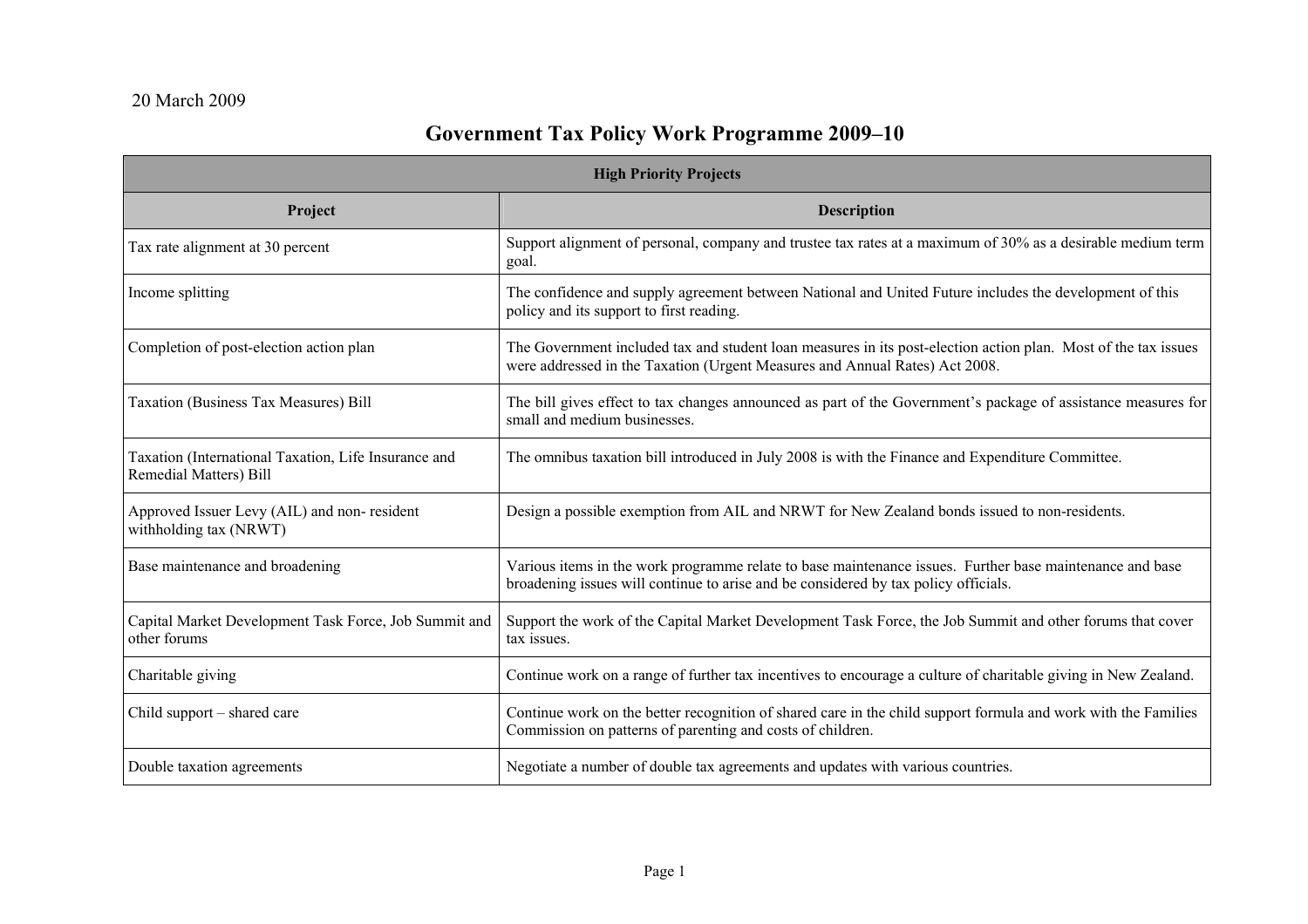20 March 2009

# Government Tax Policy Work Programme 2009–10

| High Priority Projects | |
|---|---|
| **Project** | **Description** |
| Tax rate alignment at 30 percent | Support alignment of personal, company and trustee tax rates at a maximum of 30% as a desirable medium term goal. |
| Income splitting | The confidence and supply agreement between National and United Future includes the development of this policy and its support to first reading. |
| Completion of post-election action plan | The Government included tax and student loan measures in its post-election action plan. Most of the tax issues were addressed in the Taxation (Urgent Measures and Annual Rates) Act 2008. |
| Taxation (Business Tax Measures) Bill | The bill gives effect to tax changes announced as part of the Government's package of assistance measures for small and medium businesses. |
| Taxation (International Taxation, Life Insurance and Remedial Matters) Bill | The omnibus taxation bill introduced in July 2008 is with the Finance and Expenditure Committee. |
| Approved Issuer Levy (AIL) and non- resident withholding tax (NRWT) | Design a possible exemption from AIL and NRWT for New Zealand bonds issued to non-residents. |
| Base maintenance and broadening | Various items in the work programme relate to base maintenance issues. Further base maintenance and base broadening issues will continue to arise and be considered by tax policy officials. |
| Capital Market Development Task Force, Job Summit and other forums | Support the work of the Capital Market Development Task Force, the Job Summit and other forums that cover tax issues. |
| Charitable giving | Continue work on a range of further tax incentives to encourage a culture of charitable giving in New Zealand. |
| Child support – shared care | Continue work on the better recognition of shared care in the child support formula and work with the Families Commission on patterns of parenting and costs of children. |
| Double taxation agreements | Negotiate a number of double tax agreements and updates with various countries. |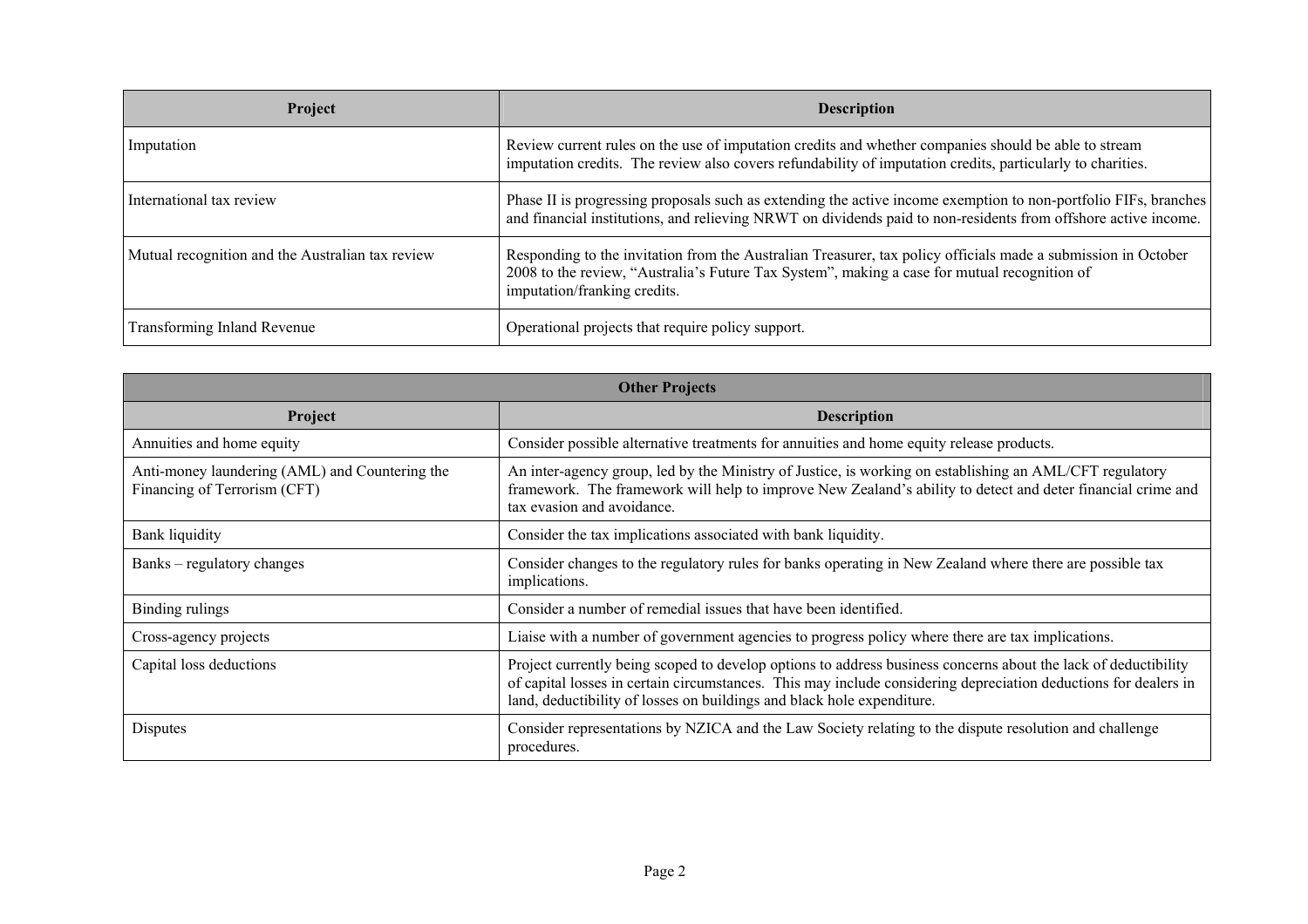| Project | Description |
|---|---|
| Imputation | Review current rules on the use of imputation credits and whether companies should be able to stream imputation credits. The review also covers refundability of imputation credits, particularly to charities. |
| International tax review | Phase II is progressing proposals such as extending the active income exemption to non-portfolio FIFs, branches and financial institutions, and relieving NRWT on dividends paid to non-residents from offshore active income. |
| Mutual recognition and the Australian tax review | Responding to the invitation from the Australian Treasurer, tax policy officials made a submission in October 2008 to the review, "Australia's Future Tax System", making a case for mutual recognition of imputation/franking credits. |
| Transforming Inland Revenue | Operational projects that require policy support. |

| Other Projects | |
|---|---|
| **Project** | **Description** |
| Annuities and home equity | Consider possible alternative treatments for annuities and home equity release products. |
| Anti-money laundering (AML) and Countering the Financing of Terrorism (CFT) | An inter-agency group, led by the Ministry of Justice, is working on establishing an AML/CFT regulatory framework. The framework will help to improve New Zealand's ability to detect and deter financial crime and tax evasion and avoidance. |
| Bank liquidity | Consider the tax implications associated with bank liquidity. |
| Banks – regulatory changes | Consider changes to the regulatory rules for banks operating in New Zealand where there are possible tax implications. |
| Binding rulings | Consider a number of remedial issues that have been identified. |
| Cross-agency projects | Liaise with a number of government agencies to progress policy where there are tax implications. |
| Capital loss deductions | Project currently being scoped to develop options to address business concerns about the lack of deductibility of capital losses in certain circumstances. This may include considering depreciation deductions for dealers in land, deductibility of losses on buildings and black hole expenditure. |
| Disputes | Consider representations by NZICA and the Law Society relating to the dispute resolution and challenge procedures. |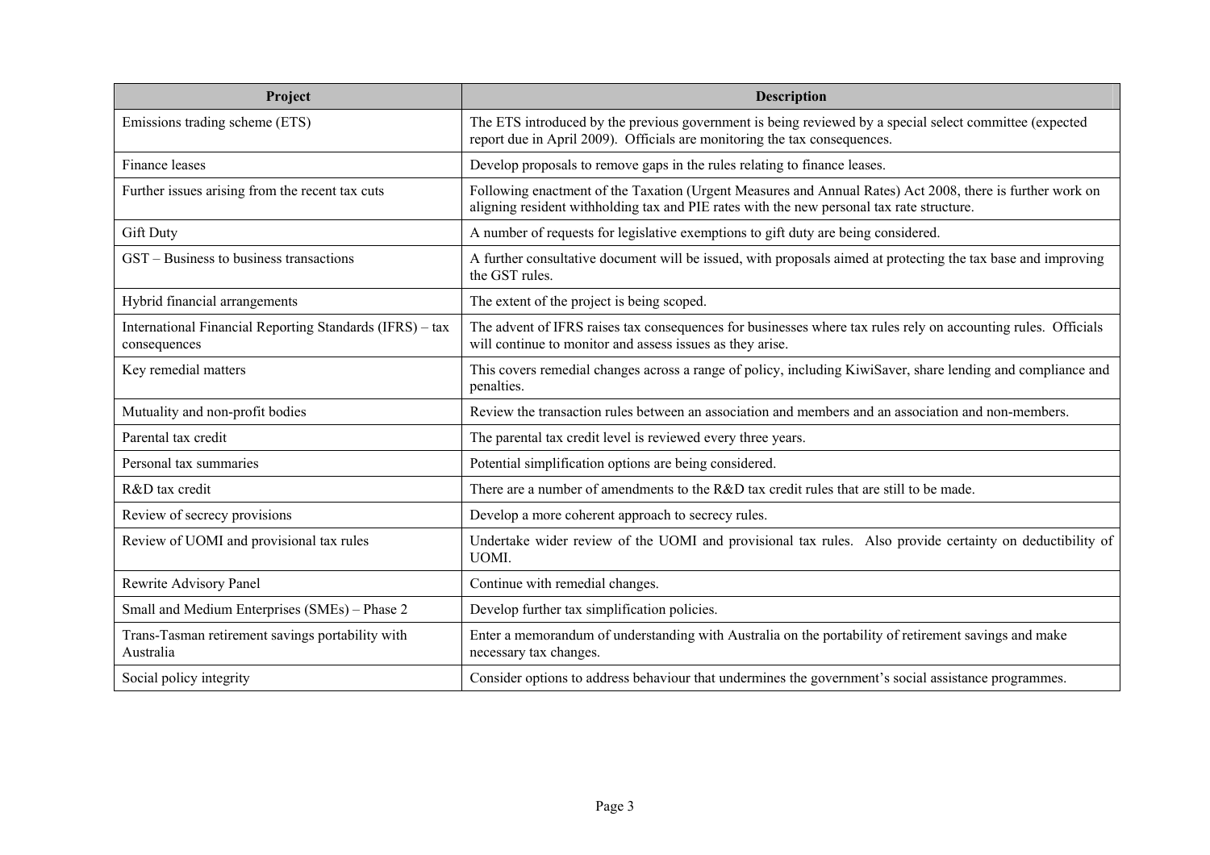| Project | Description |
|---|---|
| Emissions trading scheme (ETS) | The ETS introduced by the previous government is being reviewed by a special select committee (expected report due in April 2009). Officials are monitoring the tax consequences. |
| Finance leases | Develop proposals to remove gaps in the rules relating to finance leases. |
| Further issues arising from the recent tax cuts | Following enactment of the Taxation (Urgent Measures and Annual Rates) Act 2008, there is further work on aligning resident withholding tax and PIE rates with the new personal tax rate structure. |
| Gift Duty | A number of requests for legislative exemptions to gift duty are being considered. |
| GST – Business to business transactions | A further consultative document will be issued, with proposals aimed at protecting the tax base and improving the GST rules. |
| Hybrid financial arrangements | The extent of the project is being scoped. |
| International Financial Reporting Standards (IFRS) – tax consequences | The advent of IFRS raises tax consequences for businesses where tax rules rely on accounting rules. Officials will continue to monitor and assess issues as they arise. |
| Key remedial matters | This covers remedial changes across a range of policy, including KiwiSaver, share lending and compliance and penalties. |
| Mutuality and non-profit bodies | Review the transaction rules between an association and members and an association and non-members. |
| Parental tax credit | The parental tax credit level is reviewed every three years. |
| Personal tax summaries | Potential simplification options are being considered. |
| R&D tax credit | There are a number of amendments to the R&D tax credit rules that are still to be made. |
| Review of secrecy provisions | Develop a more coherent approach to secrecy rules. |
| Review of UOMI and provisional tax rules | Undertake wider review of the UOMI and provisional tax rules. Also provide certainty on deductibility of UOMI. |
| Rewrite Advisory Panel | Continue with remedial changes. |
| Small and Medium Enterprises (SMEs) – Phase 2 | Develop further tax simplification policies. |
| Trans-Tasman retirement savings portability with Australia | Enter a memorandum of understanding with Australia on the portability of retirement savings and make necessary tax changes. |
| Social policy integrity | Consider options to address behaviour that undermines the government's social assistance programmes. |